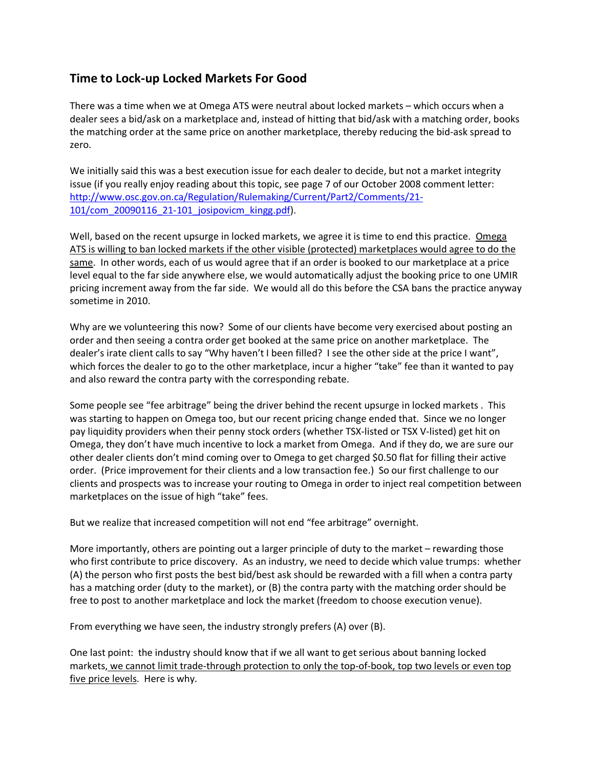## Time to Lock-up Locked Markets For Good

There was a time when we at Omega ATS were neutral about locked markets – which occurs when a dealer sees a bid/ask on a marketplace and, instead of hitting that bid/ask with a matching order, books the matching order at the same price on another marketplace, thereby reducing the bid-ask spread to zero.

We initially said this was a best execution issue for each dealer to decide, but not a market integrity issue (if you really enjoy reading about this topic, see page 7 of our October 2008 comment letter: [http://www.osc.gov.on.ca/Regulation/Rulemaking/Current/Part2/Comments/21-101/com_20090116_21-101_josipovicm_kingg.pdf](http://www.osc.gov.on.ca/Regulation/Rulemaking/Current/Part2/Comments/21-101/com_20090116_21-101_josipovicm_kingg.pdf)).

Well, based on the recent upsurge in locked markets, we agree it is time to end this practice. <u>Omega ATS is willing to ban locked markets if the other visible (protected) marketplaces would agree to do the same</u>. In other words, each of us would agree that if an order is booked to our marketplace at a price level equal to the far side anywhere else, we would automatically adjust the booking price to one UMIR pricing increment away from the far side. We would all do this before the CSA bans the practice anyway sometime in 2010.

Why are we volunteering this now? Some of our clients have become very exercised about posting an order and then seeing a contra order get booked at the same price on another marketplace. The dealer's irate client calls to say "Why haven't I been filled? I see the other side at the price I want", which forces the dealer to go to the other marketplace, incur a higher "take" fee than it wanted to pay and also reward the contra party with the corresponding rebate.

Some people see "fee arbitrage" being the driver behind the recent upsurge in locked markets . This was starting to happen on Omega too, but our recent pricing change ended that. Since we no longer pay liquidity providers when their penny stock orders (whether TSX-listed or TSX V-listed) get hit on Omega, they don't have much incentive to lock a market from Omega. And if they do, we are sure our other dealer clients don't mind coming over to Omega to get charged $0.50 flat for filling their active order. (Price improvement for their clients and a low transaction fee.) So our first challenge to our clients and prospects was to increase your routing to Omega in order to inject real competition between marketplaces on the issue of high "take" fees.

But we realize that increased competition will not end "fee arbitrage" overnight.

More importantly, others are pointing out a larger principle of duty to the market – rewarding those who first contribute to price discovery. As an industry, we need to decide which value trumps: whether (A) the person who first posts the best bid/best ask should be rewarded with a fill when a contra party has a matching order (duty to the market), or (B) the contra party with the matching order should be free to post to another marketplace and lock the market (freedom to choose execution venue).

From everything we have seen, the industry strongly prefers (A) over (B).

One last point: the industry should know that if we all want to get serious about banning locked markets, <u>we cannot limit trade-through protection to only the top-of-book, top two levels or even top five price levels</u>. Here is why.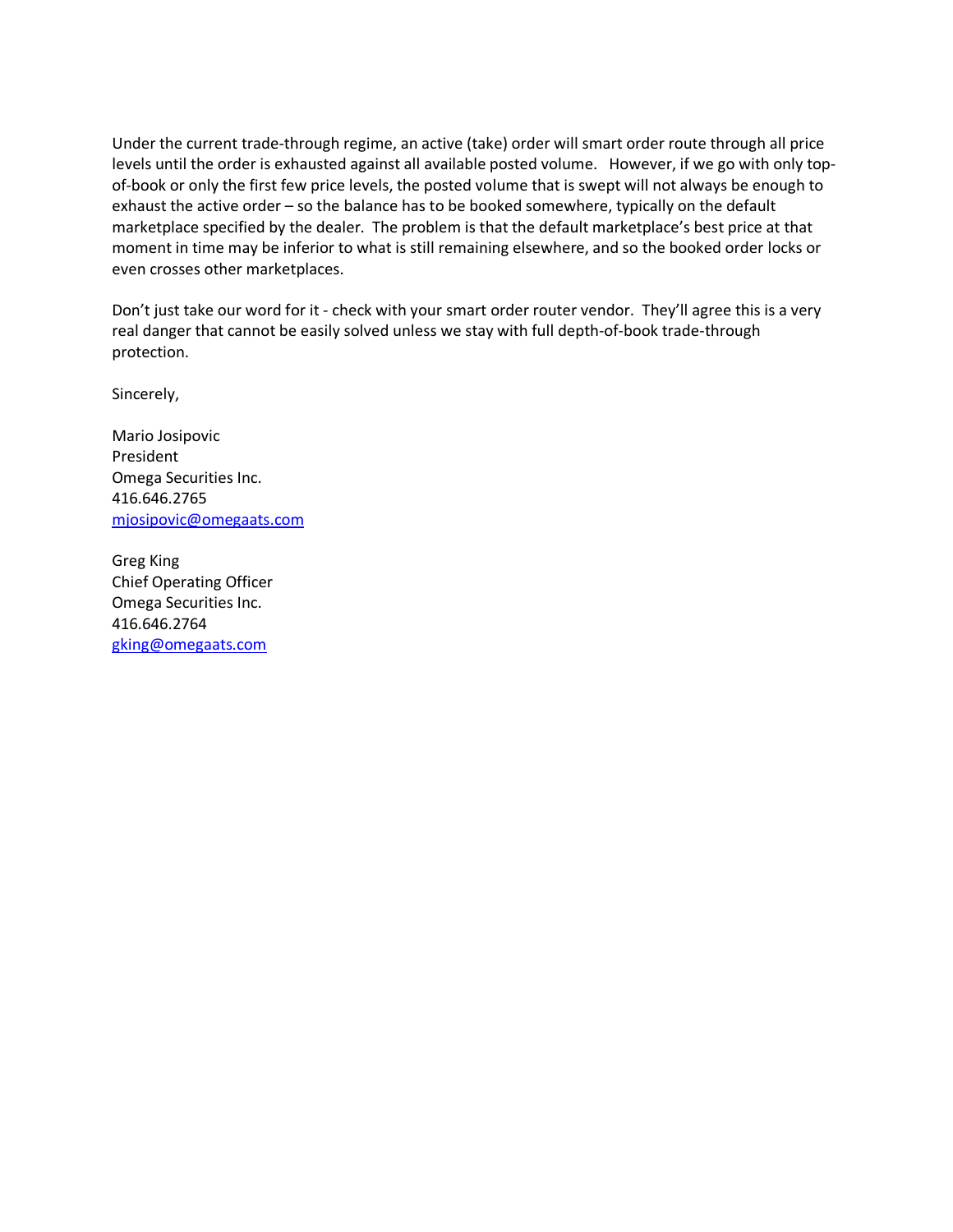Under the current trade-through regime, an active (take) order will smart order route through all price levels until the order is exhausted against all available posted volume. However, if we go with only top-of-book or only the first few price levels, the posted volume that is swept will not always be enough to exhaust the active order – so the balance has to be booked somewhere, typically on the default marketplace specified by the dealer. The problem is that the default marketplace's best price at that moment in time may be inferior to what is still remaining elsewhere, and so the booked order locks or even crosses other marketplaces.

Don't just take our word for it - check with your smart order router vendor. They'll agree this is a very real danger that cannot be easily solved unless we stay with full depth-of-book trade-through protection.

Sincerely,

Mario Josipovic  
President  
Omega Securities Inc.  
416.646.2765  
mjosipovic@omegaats.com

Greg King  
Chief Operating Officer  
Omega Securities Inc.  
416.646.2764  
gking@omegaats.com